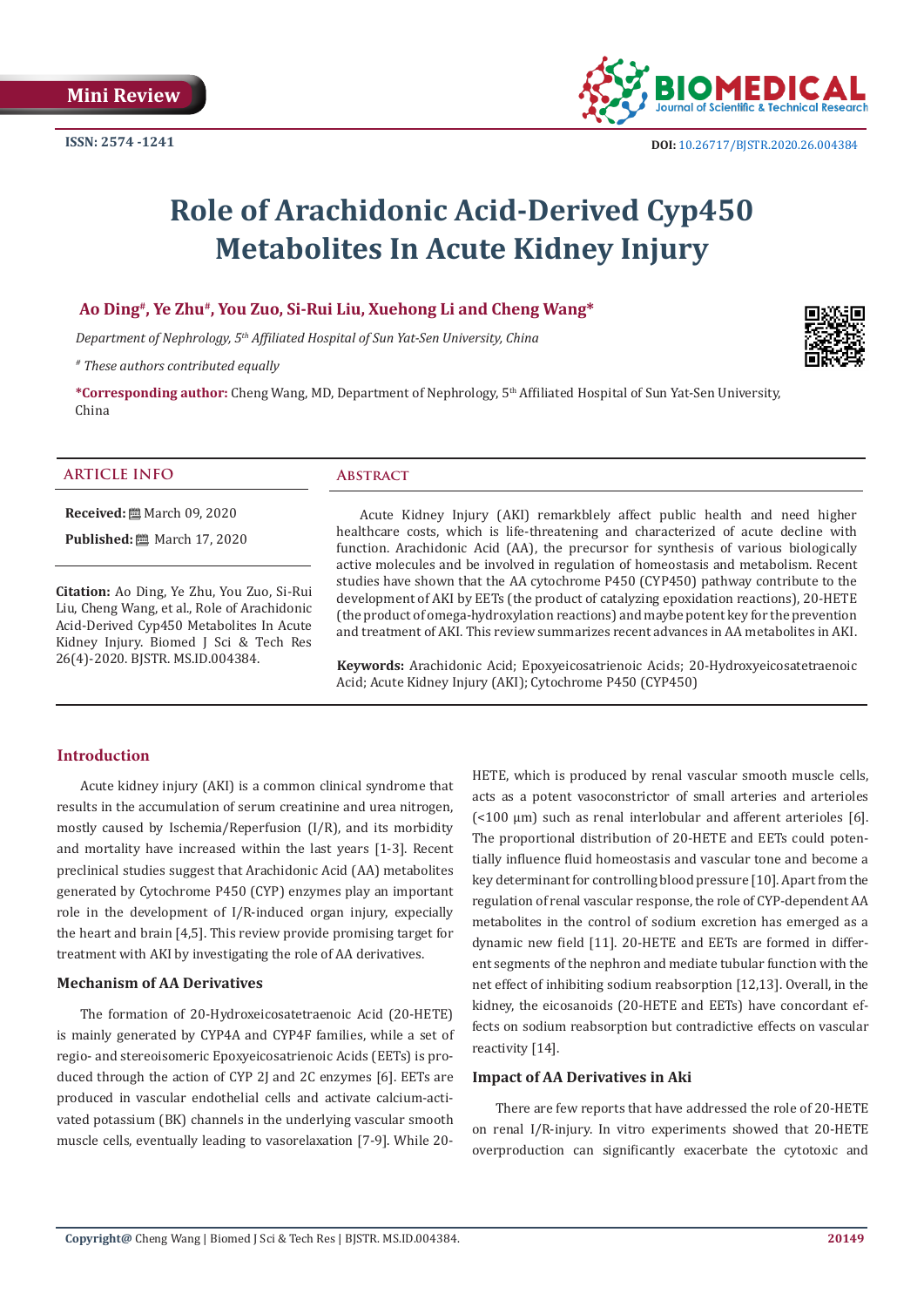Mini Review

ISSN: 2574 -1241

DOI: 10.26717/BJSTR.2020.26.004384

# Role of Arachidonic Acid-Derived Cyp450 Metabolites In Acute Kidney Injury

**Ao Ding#, Ye Zhu#, You Zuo, Si-Rui Liu, Xuehong Li and Cheng Wang\***

*Department of Nephrology, 5th Affiliated Hospital of Sun Yat-Sen University, China*

*# These authors contributed equally*

**\*Corresponding author:** Cheng Wang, MD, Department of Nephrology, 5th Affiliated Hospital of Sun Yat-Sen University, China

## Article Info

**Received:** March 09, 2020

**Published:** March 17, 2020

**Citation:** Ao Ding, Ye Zhu, You Zuo, Si-Rui Liu, Cheng Wang, et al., Role of Arachidonic Acid-Derived Cyp450 Metabolites In Acute Kidney Injury. Biomed J Sci & Tech Res 26(4)-2020. BJSTR. MS.ID.004384.

## Abstract

Acute Kidney Injury (AKI) remarkblely affect public health and need higher healthcare costs, which is life-threatening and characterized of acute decline with function. Arachidonic Acid (AA), the precursor for synthesis of various biologically active molecules and be involved in regulation of homeostasis and metabolism. Recent studies have shown that the AA cytochrome P450 (CYP450) pathway contribute to the development of AKI by EETs (the product of catalyzing epoxidation reactions), 20-HETE (the product of omega-hydroxylation reactions) and maybe potent key for the prevention and treatment of AKI. This review summarizes recent advances in AA metabolites in AKI.

**Keywords:** Arachidonic Acid; Epoxyeicosatrienoic Acids; 20-Hydroxyeicosatetraenoic Acid; Acute Kidney Injury (AKI); Cytochrome P450 (CYP450)

## Introduction

Acute kidney injury (AKI) is a common clinical syndrome that results in the accumulation of serum creatinine and urea nitrogen, mostly caused by Ischemia/Reperfusion (I/R), and its morbidity and mortality have increased within the last years [1-3]. Recent preclinical studies suggest that Arachidonic Acid (AA) metabolites generated by Cytochrome P450 (CYP) enzymes play an important role in the development of I/R-induced organ injury, expecially the heart and brain [4,5]. This review provide promising target for treatment with AKI by investigating the role of AA derivatives.

### Mechanism of AA Derivatives

The formation of 20-Hydroxeicosatetraenoic Acid (20-HETE) is mainly generated by CYP4A and CYP4F families, while a set of regio- and stereoisomeric Epoxyeicosatrienoic Acids (EETs) is produced through the action of CYP 2J and 2C enzymes [6]. EETs are produced in vascular endothelial cells and activate calcium-activated potassium (BK) channels in the underlying vascular smooth muscle cells, eventually leading to vasorelaxation [7-9]. While 20-HETE, which is produced by renal vascular smooth muscle cells, acts as a potent vasoconstrictor of small arteries and arterioles (<100 μm) such as renal interlobular and afferent arterioles [6]. The proportional distribution of 20-HETE and EETs could potentially influence fluid homeostasis and vascular tone and become a key determinant for controlling blood pressure [10]. Apart from the regulation of renal vascular response, the role of CYP-dependent AA metabolites in the control of sodium excretion has emerged as a dynamic new field [11]. 20-HETE and EETs are formed in different segments of the nephron and mediate tubular function with the net effect of inhibiting sodium reabsorption [12,13]. Overall, in the kidney, the eicosanoids (20-HETE and EETs) have concordant effects on sodium reabsorption but contradictive effects on vascular reactivity [14].

### Impact of AA Derivatives in Aki

There are few reports that have addressed the role of 20-HETE on renal I/R-injury. In vitro experiments showed that 20-HETE overproduction can significantly exacerbate the cytotoxic and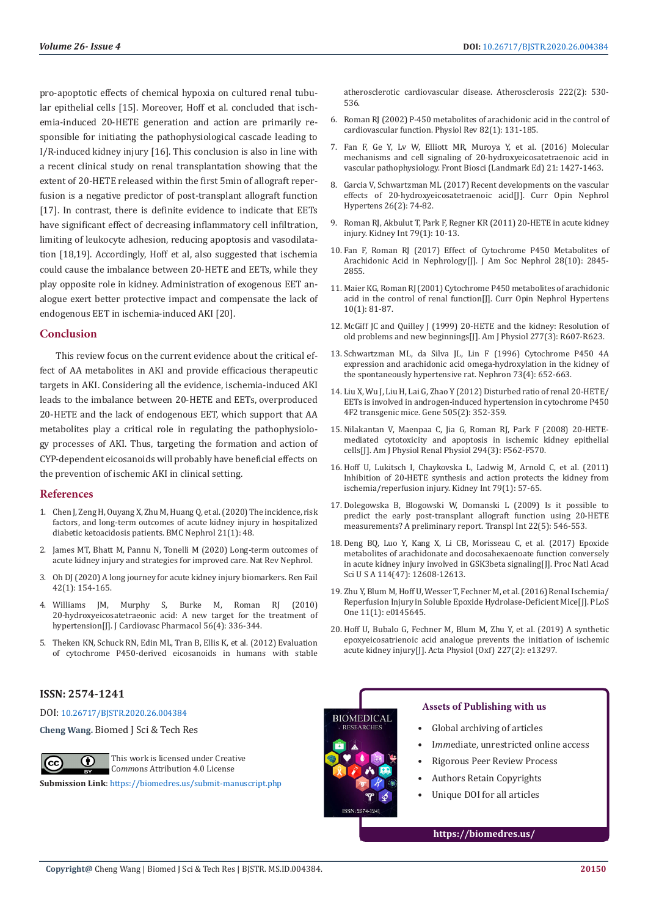pro-apoptotic effects of chemical hypoxia on cultured renal tubular epithelial cells [15]. Moreover, Hoff et al. concluded that ischemia-induced 20-HETE generation and action are primarily responsible for initiating the pathophysiological cascade leading to I/R-induced kidney injury [16]. This conclusion is also in line with a recent clinical study on renal transplantation showing that the extent of 20-HETE released within the first 5min of allograft reperfusion is a negative predictor of post-transplant allograft function [17]. In contrast, there is definite evidence to indicate that EETs have significant effect of decreasing inflammatory cell infiltration, limiting of leukocyte adhesion, reducing apoptosis and vasodilatation [18,19]. Accordingly, Hoff et al, also suggested that ischemia could cause the imbalance between 20-HETE and EETs, while they play opposite role in kidney. Administration of exogenous EET analogue exert better protective impact and compensate the lack of endogenous EET in ischemia-induced AKI [20].

## Conclusion

This review focus on the current evidence about the critical effect of AA metabolites in AKI and provide efficacious therapeutic targets in AKI. Considering all the evidence, ischemia-induced AKI leads to the imbalance between 20-HETE and EETs, overproduced 20-HETE and the lack of endogenous EET, which support that AA metabolites play a critical role in regulating the pathophysiology processes of AKI. Thus, targeting the formation and action of CYP-dependent eicosanoids will probably have beneficial effects on the prevention of ischemic AKI in clinical setting.

## References

1. Chen J, Zeng H, Ouyang X, Zhu M, Huang Q, et al. (2020) The incidence, risk factors, and long-term outcomes of acute kidney injury in hospitalized diabetic ketoacidosis patients. BMC Nephrol 21(1): 48.
2. James MT, Bhatt M, Pannu N, Tonelli M (2020) Long-term outcomes of acute kidney injury and strategies for improved care. Nat Rev Nephrol.
3. Oh DJ (2020) A long journey for acute kidney injury biomarkers. Ren Fail 42(1): 154-165.
4. Williams JM, Murphy S, Burke M, Roman RJ (2010) 20-hydroxyeicosatetraeonic acid: A new target for the treatment of hypertension[J]. J Cardiovasc Pharmacol 56(4): 336-344.
5. Theken KN, Schuck RN, Edin ML, Tran B, Ellis K, et al. (2012) Evaluation of cytochrome P450-derived eicosanoids in humans with stable atherosclerotic cardiovascular disease. Atherosclerosis 222(2): 530-536.
6. Roman RJ (2002) P-450 metabolites of arachidonic acid in the control of cardiovascular function. Physiol Rev 82(1): 131-185.
7. Fan F, Ge Y, Lv W, Elliott MR, Muroya Y, et al. (2016) Molecular mechanisms and cell signaling of 20-hydroxyeicosatetraenoic acid in vascular pathophysiology. Front Biosci (Landmark Ed) 21: 1427-1463.
8. Garcia V, Schwartzman ML (2017) Recent developments on the vascular effects of 20-hydroxyeicosatetraenoic acid[J]. Curr Opin Nephrol Hypertens 26(2): 74-82.
9. Roman RJ, Akbulut T, Park F, Regner KR (2011) 20-HETE in acute kidney injury. Kidney Int 79(1): 10-13.
10. Fan F, Roman RJ (2017) Effect of Cytochrome P450 Metabolites of Arachidonic Acid in Nephrology[J]. J Am Soc Nephrol 28(10): 2845-2855.
11. Maier KG, Roman RJ (2001) Cytochrome P450 metabolites of arachidonic acid in the control of renal function[J]. Curr Opin Nephrol Hypertens 10(1): 81-87.
12. McGiff JC and Quilley J (1999) 20-HETE and the kidney: Resolution of old problems and new beginnings[J]. Am J Physiol 277(3): R607-R623.
13. Schwartzman ML, da Silva JL, Lin F (1996) Cytochrome P450 4A expression and arachidonic acid omega-hydroxylation in the kidney of the spontaneously hypertensive rat. Nephron 73(4): 652-663.
14. Liu X, Wu J, Liu H, Lai G, Zhao Y (2012) Disturbed ratio of renal 20-HETE/EETs is involved in androgen-induced hypertension in cytochrome P450 4F2 transgenic mice. Gene 505(2): 352-359.
15. Nilakantan V, Maenpaa C, Jia G, Roman RJ, Park F (2008) 20-HETE-mediated cytotoxicity and apoptosis in ischemic kidney epithelial cells[J]. Am J Physiol Renal Physiol 294(3): F562-F570.
16. Hoff U, Lukitsch I, Chaykovska L, Ladwig M, Arnold C, et al. (2011) Inhibition of 20-HETE synthesis and action protects the kidney from ischemia/reperfusion injury. Kidney Int 79(1): 57-65.
17. Dolegowska B, Blogowski W, Domanski L (2009) Is it possible to predict the early post-transplant allograft function using 20-HETE measurements? A preliminary report. Transpl Int 22(5): 546-553.
18. Deng BQ, Luo Y, Kang X, Li CB, Morisseau C, et al. (2017) Epoxide metabolites of arachidonate and docosahexaenoate function conversely in acute kidney injury involved in GSK3beta signaling[J]. Proc Natl Acad Sci U S A 114(47): 12608-12613.
19. Zhu Y, Blum M, Hoff U, Wesser T, Fechner M, et al. (2016) Renal Ischemia/Reperfusion Injury in Soluble Epoxide Hydrolase-Deficient Mice[J]. PLoS One 11(1): e0145645.
20. Hoff U, Bubalo G, Fechner M, Blum M, Zhu Y, et al. (2019) A synthetic epoxyeicosatrienoic acid analogue prevents the initiation of ischemic acute kidney injury[J]. Acta Physiol (Oxf) 227(2): e13297.

**ISSN: 2574-1241**

DOI: 10.26717/BJSTR.2020.26.004384

**Cheng Wang.** Biomed J Sci & Tech Res

This work is licensed under Creative Commons Attribution 4.0 License

**Submission Link**: https://biomedres.us/submit-manuscript.php

**Assets of Publishing with us**

- Global archiving of articles
- Immediate, unrestricted online access
- Rigorous Peer Review Process
- Authors Retain Copyrights
- Unique DOI for all articles

**https://biomedres.us/**